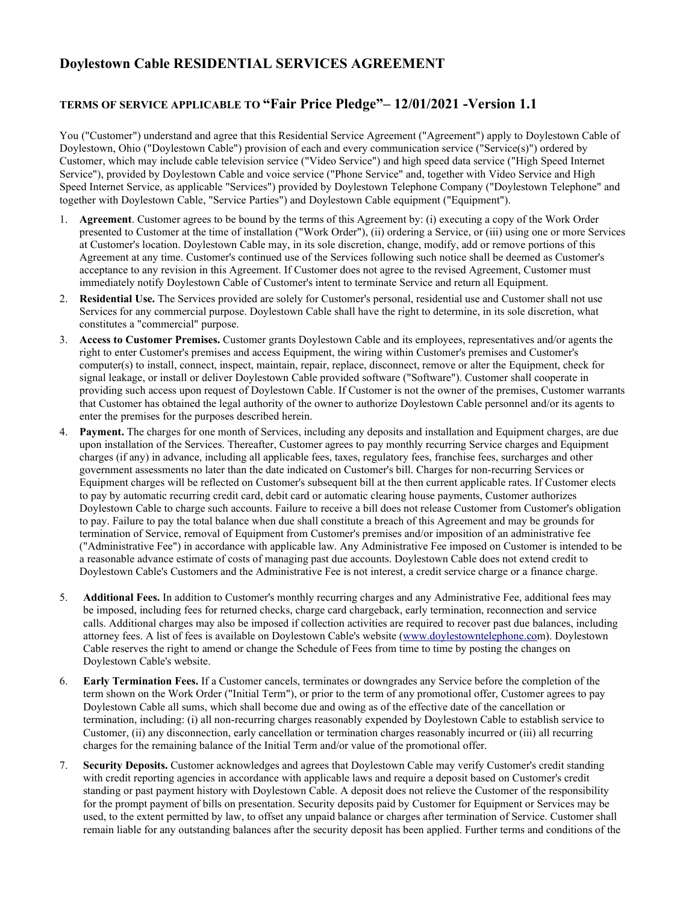## Doylestown Cable RESIDENTIAL SERVICES AGREEMENT

### TERMS OF SERVICE APPLICABLE TO "Fair Price Pledge"– 12/01/2021 -Version 1.1

You ("Customer") understand and agree that this Residential Service Agreement ("Agreement") apply to Doylestown Cable of Doylestown, Ohio ("Doylestown Cable") provision of each and every communication service ("Service(s)") ordered by Customer, which may include cable television service ("Video Service") and high speed data service ("High Speed Internet Service"), provided by Doylestown Cable and voice service ("Phone Service" and, together with Video Service and High Speed Internet Service, as applicable "Services") provided by Doylestown Telephone Company ("Doylestown Telephone" and together with Doylestown Cable, "Service Parties") and Doylestown Cable equipment ("Equipment").

1. **Agreement**. Customer agrees to be bound by the terms of this Agreement by: (i) executing a copy of the Work Order presented to Customer at the time of installation ("Work Order"), (ii) ordering a Service, or (iii) using one or more Services at Customer's location. Doylestown Cable may, in its sole discretion, change, modify, add or remove portions of this Agreement at any time. Customer's continued use of the Services following such notice shall be deemed as Customer's acceptance to any revision in this Agreement. If Customer does not agree to the revised Agreement, Customer must immediately notify Doylestown Cable of Customer's intent to terminate Service and return all Equipment.
2. **Residential Use.** The Services provided are solely for Customer's personal, residential use and Customer shall not use Services for any commercial purpose. Doylestown Cable shall have the right to determine, in its sole discretion, what constitutes a "commercial" purpose.
3. **Access to Customer Premises.** Customer grants Doylestown Cable and its employees, representatives and/or agents the right to enter Customer's premises and access Equipment, the wiring within Customer's premises and Customer's computer(s) to install, connect, inspect, maintain, repair, replace, disconnect, remove or alter the Equipment, check for signal leakage, or install or deliver Doylestown Cable provided software ("Software"). Customer shall cooperate in providing such access upon request of Doylestown Cable. If Customer is not the owner of the premises, Customer warrants that Customer has obtained the legal authority of the owner to authorize Doylestown Cable personnel and/or its agents to enter the premises for the purposes described herein.
4. **Payment.** The charges for one month of Services, including any deposits and installation and Equipment charges, are due upon installation of the Services. Thereafter, Customer agrees to pay monthly recurring Service charges and Equipment charges (if any) in advance, including all applicable fees, taxes, regulatory fees, franchise fees, surcharges and other government assessments no later than the date indicated on Customer's bill. Charges for non-recurring Services or Equipment charges will be reflected on Customer's subsequent bill at the then current applicable rates. If Customer elects to pay by automatic recurring credit card, debit card or automatic clearing house payments, Customer authorizes Doylestown Cable to charge such accounts. Failure to receive a bill does not release Customer from Customer's obligation to pay. Failure to pay the total balance when due shall constitute a breach of this Agreement and may be grounds for termination of Service, removal of Equipment from Customer's premises and/or imposition of an administrative fee ("Administrative Fee") in accordance with applicable law. Any Administrative Fee imposed on Customer is intended to be a reasonable advance estimate of costs of managing past due accounts. Doylestown Cable does not extend credit to Doylestown Cable's Customers and the Administrative Fee is not interest, a credit service charge or a finance charge.
5. **Additional Fees.** In addition to Customer's monthly recurring charges and any Administrative Fee, additional fees may be imposed, including fees for returned checks, charge card chargeback, early termination, reconnection and service calls. Additional charges may also be imposed if collection activities are required to recover past due balances, including attorney fees. A list of fees is available on Doylestown Cable's website (www.doylestowntelephone.com). Doylestown Cable reserves the right to amend or change the Schedule of Fees from time to time by posting the changes on Doylestown Cable's website.
6. **Early Termination Fees.** If a Customer cancels, terminates or downgrades any Service before the completion of the term shown on the Work Order ("Initial Term"), or prior to the term of any promotional offer, Customer agrees to pay Doylestown Cable all sums, which shall become due and owing as of the effective date of the cancellation or termination, including: (i) all non-recurring charges reasonably expended by Doylestown Cable to establish service to Customer, (ii) any disconnection, early cancellation or termination charges reasonably incurred or (iii) all recurring charges for the remaining balance of the Initial Term and/or value of the promotional offer.
7. **Security Deposits.** Customer acknowledges and agrees that Doylestown Cable may verify Customer's credit standing with credit reporting agencies in accordance with applicable laws and require a deposit based on Customer's credit standing or past payment history with Doylestown Cable. A deposit does not relieve the Customer of the responsibility for the prompt payment of bills on presentation. Security deposits paid by Customer for Equipment or Services may be used, to the extent permitted by law, to offset any unpaid balance or charges after termination of Service. Customer shall remain liable for any outstanding balances after the security deposit has been applied. Further terms and conditions of the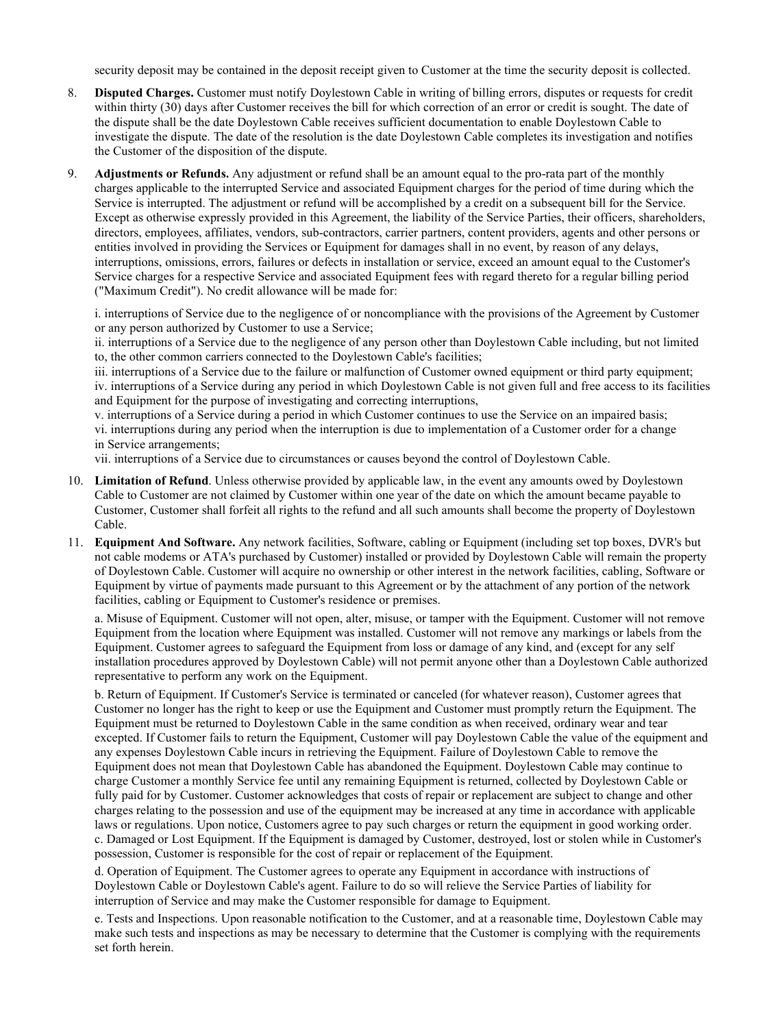security deposit may be contained in the deposit receipt given to Customer at the time the security deposit is collected.

8. **Disputed Charges.** Customer must notify Doylestown Cable in writing of billing errors, disputes or requests for credit within thirty (30) days after Customer receives the bill for which correction of an error or credit is sought. The date of the dispute shall be the date Doylestown Cable receives sufficient documentation to enable Doylestown Cable to investigate the dispute. The date of the resolution is the date Doylestown Cable completes its investigation and notifies the Customer of the disposition of the dispute.

9. **Adjustments or Refunds.** Any adjustment or refund shall be an amount equal to the pro-rata part of the monthly charges applicable to the interrupted Service and associated Equipment charges for the period of time during which the Service is interrupted. The adjustment or refund will be accomplished by a credit on a subsequent bill for the Service. Except as otherwise expressly provided in this Agreement, the liability of the Service Parties, their officers, shareholders, directors, employees, affiliates, vendors, sub-contractors, carrier partners, content providers, agents and other persons or entities involved in providing the Services or Equipment for damages shall in no event, by reason of any delays, interruptions, omissions, errors, failures or defects in installation or service, exceed an amount equal to the Customer's Service charges for a respective Service and associated Equipment fees with regard thereto for a regular billing period ("Maximum Credit"). No credit allowance will be made for:

   i. interruptions of Service due to the negligence of or noncompliance with the provisions of the Agreement by Customer or any person authorized by Customer to use a Service;
   ii. interruptions of a Service due to the negligence of any person other than Doylestown Cable including, but not limited to, the other common carriers connected to the Doylestown Cable's facilities;
   iii. interruptions of a Service due to the failure or malfunction of Customer owned equipment or third party equipment;
   iv. interruptions of a Service during any period in which Doylestown Cable is not given full and free access to its facilities and Equipment for the purpose of investigating and correcting interruptions,
   v. interruptions of a Service during a period in which Customer continues to use the Service on an impaired basis;
   vi. interruptions during any period when the interruption is due to implementation of a Customer order for a change in Service arrangements;
   vii. interruptions of a Service due to circumstances or causes beyond the control of Doylestown Cable.

10. **Limitation of Refund**. Unless otherwise provided by applicable law, in the event any amounts owed by Doylestown Cable to Customer are not claimed by Customer within one year of the date on which the amount became payable to Customer, Customer shall forfeit all rights to the refund and all such amounts shall become the property of Doylestown Cable.

11. **Equipment And Software.** Any network facilities, Software, cabling or Equipment (including set top boxes, DVR's but not cable modems or ATA's purchased by Customer) installed or provided by Doylestown Cable will remain the property of Doylestown Cable. Customer will acquire no ownership or other interest in the network facilities, cabling, Software or Equipment by virtue of payments made pursuant to this Agreement or by the attachment of any portion of the network facilities, cabling or Equipment to Customer's residence or premises.

   a. Misuse of Equipment. Customer will not open, alter, misuse, or tamper with the Equipment. Customer will not remove Equipment from the location where Equipment was installed. Customer will not remove any markings or labels from the Equipment. Customer agrees to safeguard the Equipment from loss or damage of any kind, and (except for any self installation procedures approved by Doylestown Cable) will not permit anyone other than a Doylestown Cable authorized representative to perform any work on the Equipment.

   b. Return of Equipment. If Customer's Service is terminated or canceled (for whatever reason), Customer agrees that Customer no longer has the right to keep or use the Equipment and Customer must promptly return the Equipment. The Equipment must be returned to Doylestown Cable in the same condition as when received, ordinary wear and tear excepted. If Customer fails to return the Equipment, Customer will pay Doylestown Cable the value of the equipment and any expenses Doylestown Cable incurs in retrieving the Equipment. Failure of Doylestown Cable to remove the Equipment does not mean that Doylestown Cable has abandoned the Equipment. Doylestown Cable may continue to charge Customer a monthly Service fee until any remaining Equipment is returned, collected by Doylestown Cable or fully paid for by Customer. Customer acknowledges that costs of repair or replacement are subject to change and other charges relating to the possession and use of the equipment may be increased at any time in accordance with applicable laws or regulations. Upon notice, Customers agree to pay such charges or return the equipment in good working order.
   c. Damaged or Lost Equipment. If the Equipment is damaged by Customer, destroyed, lost or stolen while in Customer's possession, Customer is responsible for the cost of repair or replacement of the Equipment.

   d. Operation of Equipment. The Customer agrees to operate any Equipment in accordance with instructions of Doylestown Cable or Doylestown Cable's agent. Failure to do so will relieve the Service Parties of liability for interruption of Service and may make the Customer responsible for damage to Equipment.

   e. Tests and Inspections. Upon reasonable notification to the Customer, and at a reasonable time, Doylestown Cable may make such tests and inspections as may be necessary to determine that the Customer is complying with the requirements set forth herein.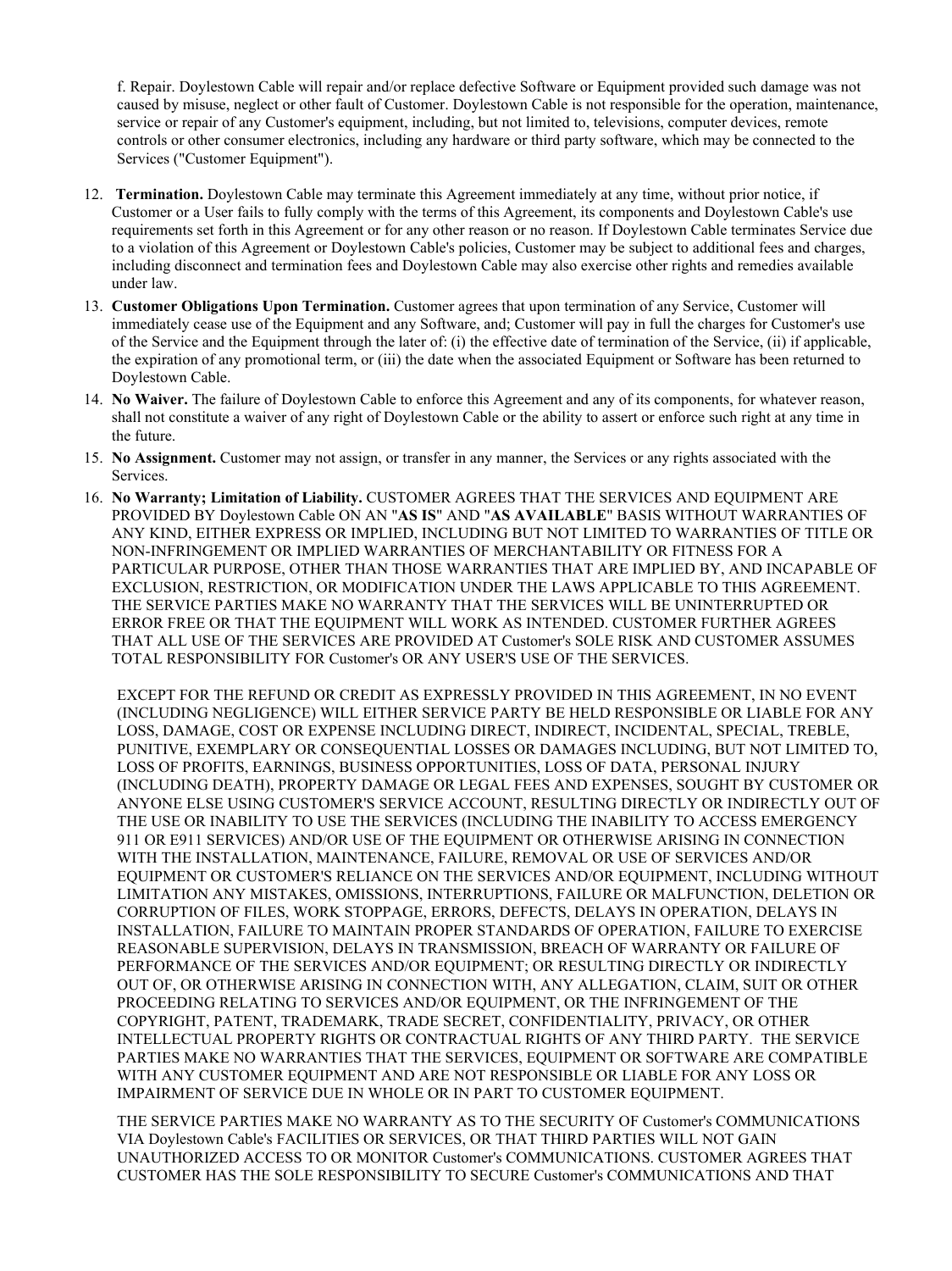f. Repair. Doylestown Cable will repair and/or replace defective Software or Equipment provided such damage was not caused by misuse, neglect or other fault of Customer. Doylestown Cable is not responsible for the operation, maintenance, service or repair of any Customer's equipment, including, but not limited to, televisions, computer devices, remote controls or other consumer electronics, including any hardware or third party software, which may be connected to the Services ("Customer Equipment").

12. **Termination.** Doylestown Cable may terminate this Agreement immediately at any time, without prior notice, if Customer or a User fails to fully comply with the terms of this Agreement, its components and Doylestown Cable's use requirements set forth in this Agreement or for any other reason or no reason. If Doylestown Cable terminates Service due to a violation of this Agreement or Doylestown Cable's policies, Customer may be subject to additional fees and charges, including disconnect and termination fees and Doylestown Cable may also exercise other rights and remedies available under law.
13. **Customer Obligations Upon Termination.** Customer agrees that upon termination of any Service, Customer will immediately cease use of the Equipment and any Software, and; Customer will pay in full the charges for Customer's use of the Service and the Equipment through the later of: (i) the effective date of termination of the Service, (ii) if applicable, the expiration of any promotional term, or (iii) the date when the associated Equipment or Software has been returned to Doylestown Cable.
14. **No Waiver.** The failure of Doylestown Cable to enforce this Agreement and any of its components, for whatever reason, shall not constitute a waiver of any right of Doylestown Cable or the ability to assert or enforce such right at any time in the future.
15. **No Assignment.** Customer may not assign, or transfer in any manner, the Services or any rights associated with the Services.
16. **No Warranty; Limitation of Liability.** CUSTOMER AGREES THAT THE SERVICES AND EQUIPMENT ARE PROVIDED BY Doylestown Cable ON AN "**AS IS**" AND "**AS AVAILABLE**" BASIS WITHOUT WARRANTIES OF ANY KIND, EITHER EXPRESS OR IMPLIED, INCLUDING BUT NOT LIMITED TO WARRANTIES OF TITLE OR NON-INFRINGEMENT OR IMPLIED WARRANTIES OF MERCHANTABILITY OR FITNESS FOR A PARTICULAR PURPOSE, OTHER THAN THOSE WARRANTIES THAT ARE IMPLIED BY, AND INCAPABLE OF EXCLUSION, RESTRICTION, OR MODIFICATION UNDER THE LAWS APPLICABLE TO THIS AGREEMENT. THE SERVICE PARTIES MAKE NO WARRANTY THAT THE SERVICES WILL BE UNINTERRUPTED OR ERROR FREE OR THAT THE EQUIPMENT WILL WORK AS INTENDED. CUSTOMER FURTHER AGREES THAT ALL USE OF THE SERVICES ARE PROVIDED AT Customer's SOLE RISK AND CUSTOMER ASSUMES TOTAL RESPONSIBILITY FOR Customer's OR ANY USER'S USE OF THE SERVICES.

    EXCEPT FOR THE REFUND OR CREDIT AS EXPRESSLY PROVIDED IN THIS AGREEMENT, IN NO EVENT (INCLUDING NEGLIGENCE) WILL EITHER SERVICE PARTY BE HELD RESPONSIBLE OR LIABLE FOR ANY LOSS, DAMAGE, COST OR EXPENSE INCLUDING DIRECT, INDIRECT, INCIDENTAL, SPECIAL, TREBLE, PUNITIVE, EXEMPLARY OR CONSEQUENTIAL LOSSES OR DAMAGES INCLUDING, BUT NOT LIMITED TO, LOSS OF PROFITS, EARNINGS, BUSINESS OPPORTUNITIES, LOSS OF DATA, PERSONAL INJURY (INCLUDING DEATH), PROPERTY DAMAGE OR LEGAL FEES AND EXPENSES, SOUGHT BY CUSTOMER OR ANYONE ELSE USING CUSTOMER'S SERVICE ACCOUNT, RESULTING DIRECTLY OR INDIRECTLY OUT OF THE USE OR INABILITY TO USE THE SERVICES (INCLUDING THE INABILITY TO ACCESS EMERGENCY 911 OR E911 SERVICES) AND/OR USE OF THE EQUIPMENT OR OTHERWISE ARISING IN CONNECTION WITH THE INSTALLATION, MAINTENANCE, FAILURE, REMOVAL OR USE OF SERVICES AND/OR EQUIPMENT OR CUSTOMER'S RELIANCE ON THE SERVICES AND/OR EQUIPMENT, INCLUDING WITHOUT LIMITATION ANY MISTAKES, OMISSIONS, INTERRUPTIONS, FAILURE OR MALFUNCTION, DELETION OR CORRUPTION OF FILES, WORK STOPPAGE, ERRORS, DEFECTS, DELAYS IN OPERATION, DELAYS IN INSTALLATION, FAILURE TO MAINTAIN PROPER STANDARDS OF OPERATION, FAILURE TO EXERCISE REASONABLE SUPERVISION, DELAYS IN TRANSMISSION, BREACH OF WARRANTY OR FAILURE OF PERFORMANCE OF THE SERVICES AND/OR EQUIPMENT; OR RESULTING DIRECTLY OR INDIRECTLY OUT OF, OR OTHERWISE ARISING IN CONNECTION WITH, ANY ALLEGATION, CLAIM, SUIT OR OTHER PROCEEDING RELATING TO SERVICES AND/OR EQUIPMENT, OR THE INFRINGEMENT OF THE COPYRIGHT, PATENT, TRADEMARK, TRADE SECRET, CONFIDENTIALITY, PRIVACY, OR OTHER INTELLECTUAL PROPERTY RIGHTS OR CONTRACTUAL RIGHTS OF ANY THIRD PARTY. THE SERVICE PARTIES MAKE NO WARRANTIES THAT THE SERVICES, EQUIPMENT OR SOFTWARE ARE COMPATIBLE WITH ANY CUSTOMER EQUIPMENT AND ARE NOT RESPONSIBLE OR LIABLE FOR ANY LOSS OR IMPAIRMENT OF SERVICE DUE IN WHOLE OR IN PART TO CUSTOMER EQUIPMENT.

    THE SERVICE PARTIES MAKE NO WARRANTY AS TO THE SECURITY OF Customer's COMMUNICATIONS VIA Doylestown Cable's FACILITIES OR SERVICES, OR THAT THIRD PARTIES WILL NOT GAIN UNAUTHORIZED ACCESS TO OR MONITOR Customer's COMMUNICATIONS. CUSTOMER AGREES THAT CUSTOMER HAS THE SOLE RESPONSIBILITY TO SECURE Customer's COMMUNICATIONS AND THAT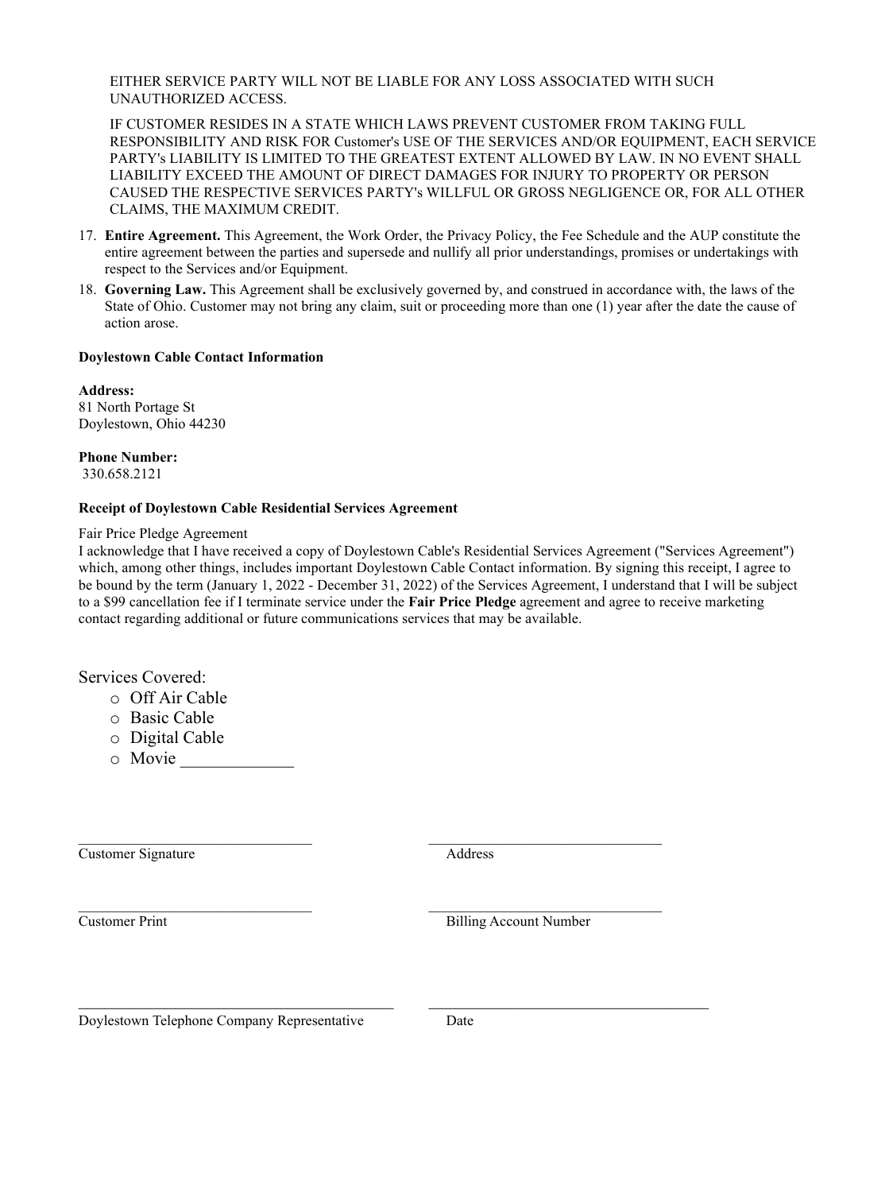EITHER SERVICE PARTY WILL NOT BE LIABLE FOR ANY LOSS ASSOCIATED WITH SUCH UNAUTHORIZED ACCESS.

IF CUSTOMER RESIDES IN A STATE WHICH LAWS PREVENT CUSTOMER FROM TAKING FULL RESPONSIBILITY AND RISK FOR Customer's USE OF THE SERVICES AND/OR EQUIPMENT, EACH SERVICE PARTY's LIABILITY IS LIMITED TO THE GREATEST EXTENT ALLOWED BY LAW. IN NO EVENT SHALL LIABILITY EXCEED THE AMOUNT OF DIRECT DAMAGES FOR INJURY TO PROPERTY OR PERSON CAUSED THE RESPECTIVE SERVICES PARTY's WILLFUL OR GROSS NEGLIGENCE OR, FOR ALL OTHER CLAIMS, THE MAXIMUM CREDIT.

17. **Entire Agreement.** This Agreement, the Work Order, the Privacy Policy, the Fee Schedule and the AUP constitute the entire agreement between the parties and supersede and nullify all prior understandings, promises or undertakings with respect to the Services and/or Equipment.
18. **Governing Law.** This Agreement shall be exclusively governed by, and construed in accordance with, the laws of the State of Ohio. Customer may not bring any claim, suit or proceeding more than one (1) year after the date the cause of action arose.

**Doylestown Cable Contact Information**

**Address:**
81 North Portage St
Doylestown, Ohio 44230

**Phone Number:**
330.658.2121

**Receipt of Doylestown Cable Residential Services Agreement**

Fair Price Pledge Agreement
I acknowledge that I have received a copy of Doylestown Cable's Residential Services Agreement ("Services Agreement") which, among other things, includes important Doylestown Cable Contact information. By signing this receipt, I agree to be bound by the term (January 1, 2022 - December 31, 2022) of the Services Agreement, I understand that I will be subject to a $99 cancellation fee if I terminate service under the **Fair Price Pledge** agreement and agree to receive marketing contact regarding additional or future communications services that may be available.

Services Covered:

- Off Air Cable
- Basic Cable
- Digital Cable
- Movie _____________

_______________________________ Customer Signature

_______________________________ Address

_______________________________ Customer Print

_______________________________ Billing Account Number

__________________________________________ Doylestown Telephone Company Representative

_____________________________________ Date